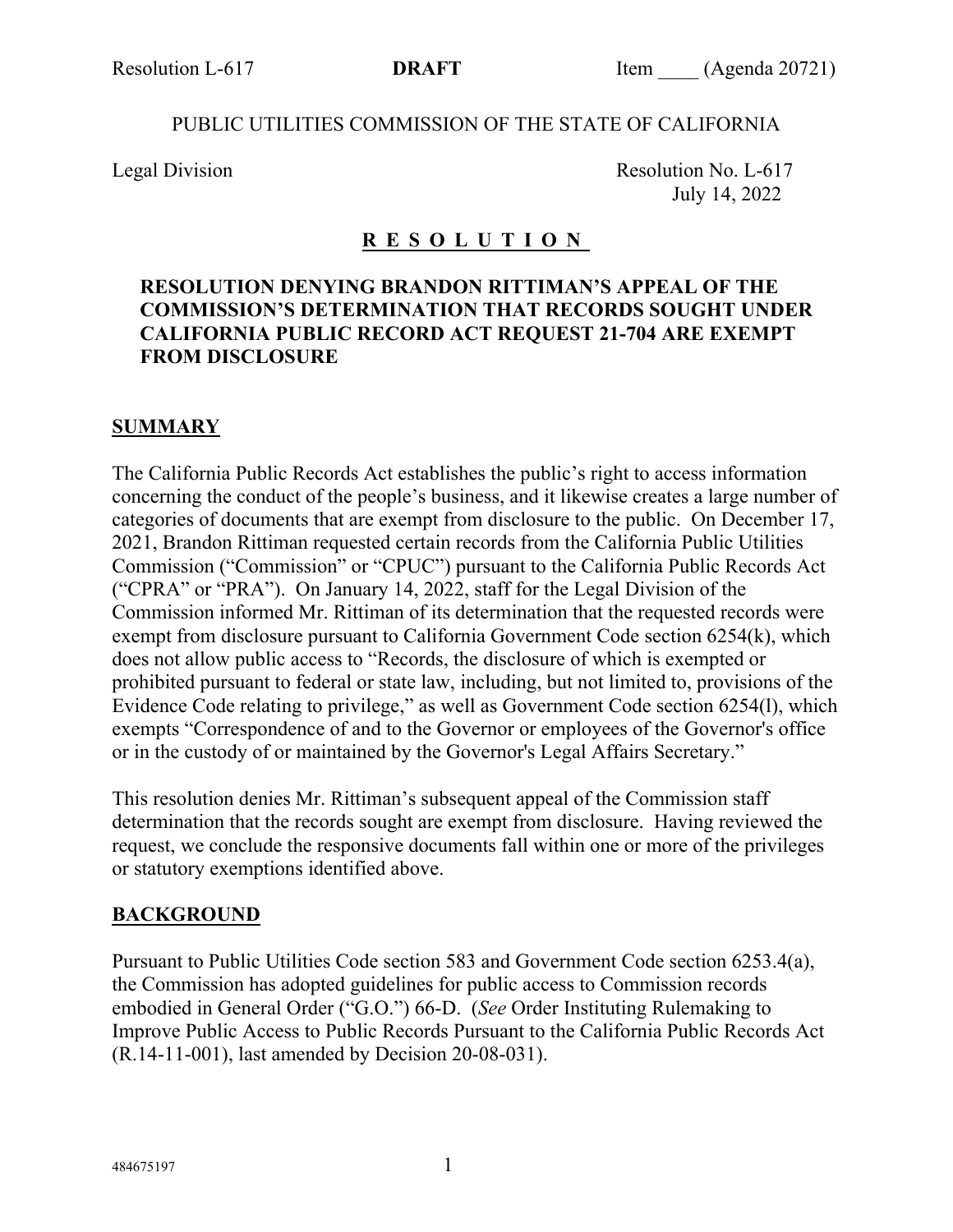Resolution L-617 **DRAFT** Item ____ (Agenda 20721)

PUBLIC UTILITIES COMMISSION OF THE STATE OF CALIFORNIA

Legal Division Resolution No. L-617
July 14, 2022

# R E S O L U T I O N

**RESOLUTION DENYING BRANDON RITTIMAN'S APPEAL OF THE COMMISSION'S DETERMINATION THAT RECORDS SOUGHT UNDER CALIFORNIA PUBLIC RECORD ACT REQUEST 21-704 ARE EXEMPT FROM DISCLOSURE**

## SUMMARY

The California Public Records Act establishes the public's right to access information concerning the conduct of the people's business, and it likewise creates a large number of categories of documents that are exempt from disclosure to the public. On December 17, 2021, Brandon Rittiman requested certain records from the California Public Utilities Commission ("Commission" or "CPUC") pursuant to the California Public Records Act ("CPRA" or "PRA"). On January 14, 2022, staff for the Legal Division of the Commission informed Mr. Rittiman of its determination that the requested records were exempt from disclosure pursuant to California Government Code section 6254(k), which does not allow public access to "Records, the disclosure of which is exempted or prohibited pursuant to federal or state law, including, but not limited to, provisions of the Evidence Code relating to privilege," as well as Government Code section 6254(l), which exempts "Correspondence of and to the Governor or employees of the Governor's office or in the custody of or maintained by the Governor's Legal Affairs Secretary."

This resolution denies Mr. Rittiman's subsequent appeal of the Commission staff determination that the records sought are exempt from disclosure. Having reviewed the request, we conclude the responsive documents fall within one or more of the privileges or statutory exemptions identified above.

## BACKGROUND

Pursuant to Public Utilities Code section 583 and Government Code section 6253.4(a), the Commission has adopted guidelines for public access to Commission records embodied in General Order ("G.O.") 66-D. (*See* Order Instituting Rulemaking to Improve Public Access to Public Records Pursuant to the California Public Records Act (R.14-11-001), last amended by Decision 20-08-031).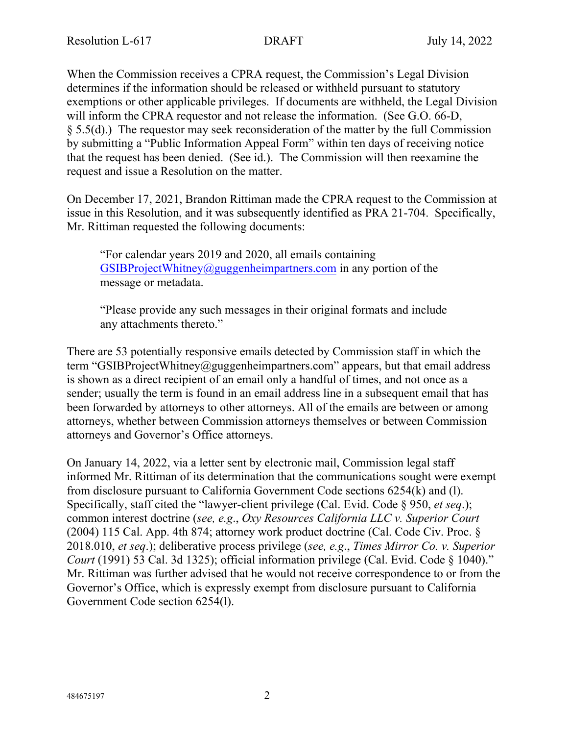When the Commission receives a CPRA request, the Commission's Legal Division determines if the information should be released or withheld pursuant to statutory exemptions or other applicable privileges. If documents are withheld, the Legal Division will inform the CPRA requestor and not release the information. (See G.O. 66-D, § 5.5(d).) The requestor may seek reconsideration of the matter by the full Commission by submitting a "Public Information Appeal Form" within ten days of receiving notice that the request has been denied. (See id.). The Commission will then reexamine the request and issue a Resolution on the matter.

On December 17, 2021, Brandon Rittiman made the CPRA request to the Commission at issue in this Resolution, and it was subsequently identified as PRA 21-704. Specifically, Mr. Rittiman requested the following documents:

> "For calendar years 2019 and 2020, all emails containing GSIBProjectWhitney@guggenheimpartners.com in any portion of the message or metadata.
>
> "Please provide any such messages in their original formats and include any attachments thereto."

There are 53 potentially responsive emails detected by Commission staff in which the term "GSIBProjectWhitney@guggenheimpartners.com" appears, but that email address is shown as a direct recipient of an email only a handful of times, and not once as a sender; usually the term is found in an email address line in a subsequent email that has been forwarded by attorneys to other attorneys. All of the emails are between or among attorneys, whether between Commission attorneys themselves or between Commission attorneys and Governor's Office attorneys.

On January 14, 2022, via a letter sent by electronic mail, Commission legal staff informed Mr. Rittiman of its determination that the communications sought were exempt from disclosure pursuant to California Government Code sections 6254(k) and (l). Specifically, staff cited the "lawyer-client privilege (Cal. Evid. Code § 950, *et seq*.); common interest doctrine (*see, e.g*., *Oxy Resources California LLC v. Superior Court* (2004) 115 Cal. App. 4th 874; attorney work product doctrine (Cal. Code Civ. Proc. § 2018.010, *et seq*.); deliberative process privilege (*see, e.g*., *Times Mirror Co. v. Superior Court* (1991) 53 Cal. 3d 1325); official information privilege (Cal. Evid. Code § 1040)." Mr. Rittiman was further advised that he would not receive correspondence to or from the Governor's Office, which is expressly exempt from disclosure pursuant to California Government Code section 6254(l).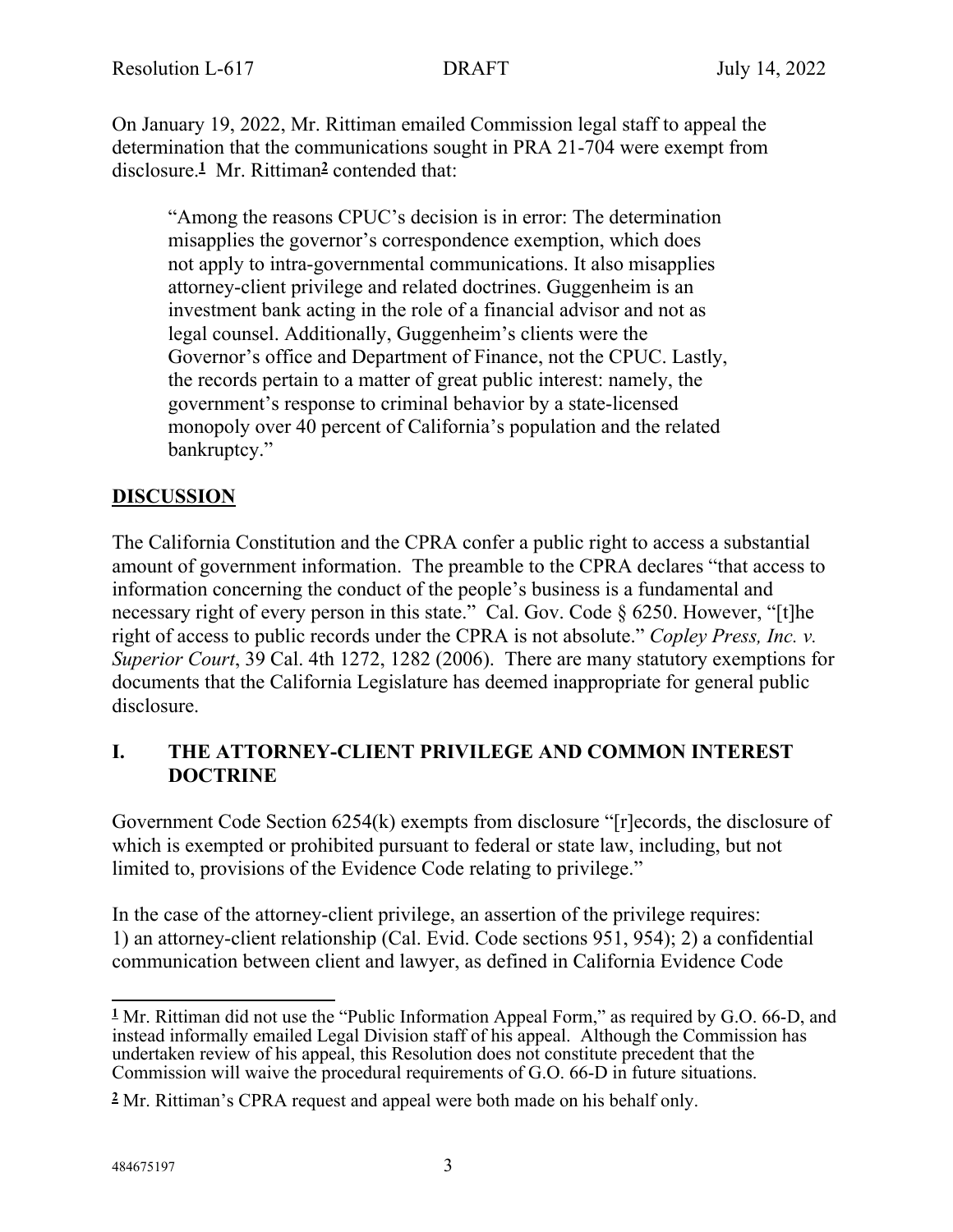On January 19, 2022, Mr. Rittiman emailed Commission legal staff to appeal the determination that the communications sought in PRA 21-704 were exempt from disclosure.[1] Mr. Rittiman[2] contended that:

> "Among the reasons CPUC's decision is in error: The determination misapplies the governor's correspondence exemption, which does not apply to intra-governmental communications. It also misapplies attorney-client privilege and related doctrines. Guggenheim is an investment bank acting in the role of a financial advisor and not as legal counsel. Additionally, Guggenheim's clients were the Governor's office and Department of Finance, not the CPUC. Lastly, the records pertain to a matter of great public interest: namely, the government's response to criminal behavior by a state-licensed monopoly over 40 percent of California's population and the related bankruptcy."

## DISCUSSION

The California Constitution and the CPRA confer a public right to access a substantial amount of government information. The preamble to the CPRA declares "that access to information concerning the conduct of the people's business is a fundamental and necessary right of every person in this state." Cal. Gov. Code § 6250. However, "[t]he right of access to public records under the CPRA is not absolute." *Copley Press, Inc. v. Superior Court*, 39 Cal. 4th 1272, 1282 (2006). There are many statutory exemptions for documents that the California Legislature has deemed inappropriate for general public disclosure.

### I. THE ATTORNEY-CLIENT PRIVILEGE AND COMMON INTEREST DOCTRINE

Government Code Section 6254(k) exempts from disclosure "[r]ecords, the disclosure of which is exempted or prohibited pursuant to federal or state law, including, but not limited to, provisions of the Evidence Code relating to privilege."

In the case of the attorney-client privilege, an assertion of the privilege requires: 1) an attorney-client relationship (Cal. Evid. Code sections 951, 954); 2) a confidential communication between client and lawyer, as defined in California Evidence Code

---

[1] Mr. Rittiman did not use the "Public Information Appeal Form," as required by G.O. 66-D, and instead informally emailed Legal Division staff of his appeal. Although the Commission has undertaken review of his appeal, this Resolution does not constitute precedent that the Commission will waive the procedural requirements of G.O. 66-D in future situations.

[2] Mr. Rittiman's CPRA request and appeal were both made on his behalf only.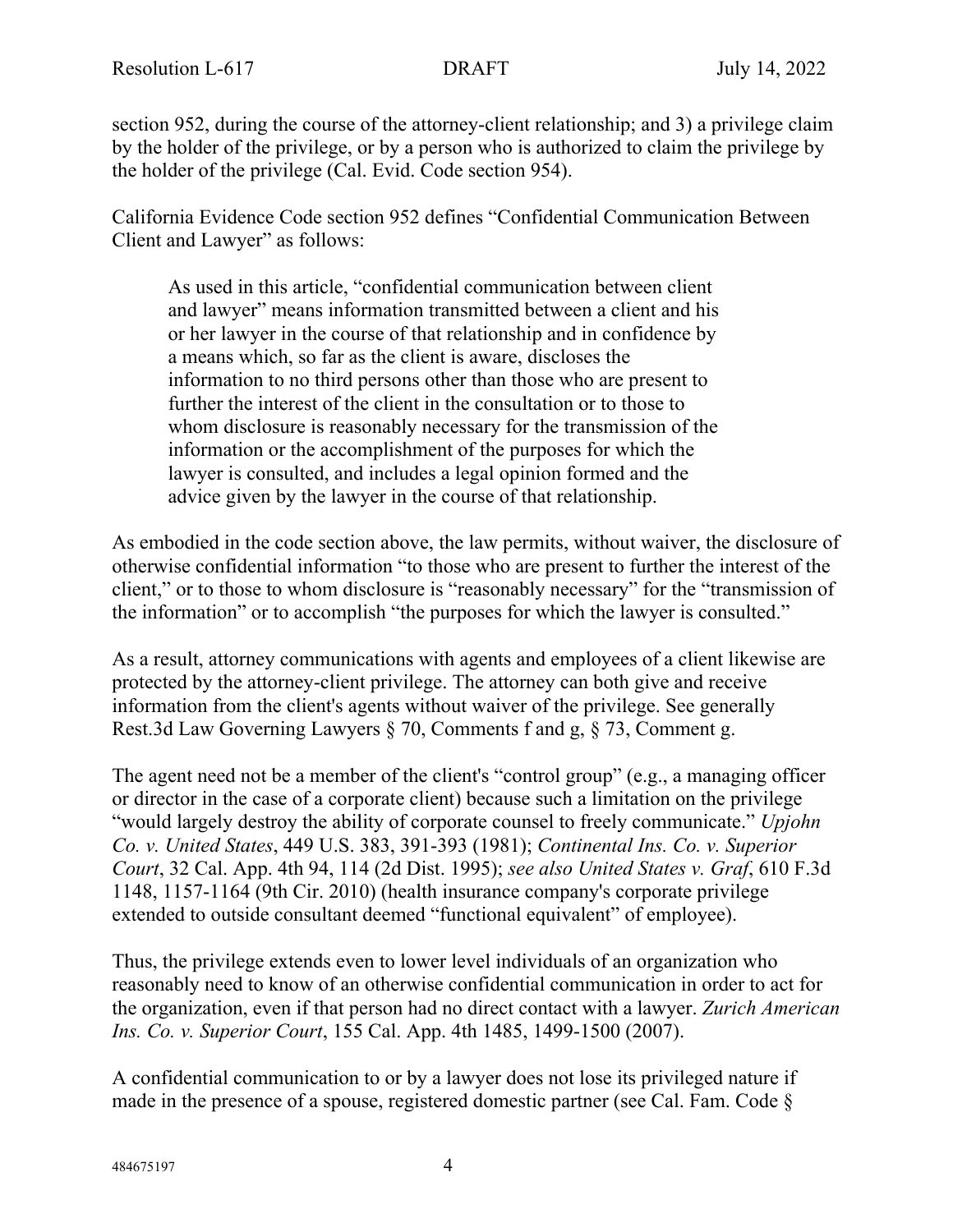section 952, during the course of the attorney-client relationship; and 3) a privilege claim by the holder of the privilege, or by a person who is authorized to claim the privilege by the holder of the privilege (Cal. Evid. Code section 954).

California Evidence Code section 952 defines "Confidential Communication Between Client and Lawyer" as follows:

> As used in this article, "confidential communication between client and lawyer" means information transmitted between a client and his or her lawyer in the course of that relationship and in confidence by a means which, so far as the client is aware, discloses the information to no third persons other than those who are present to further the interest of the client in the consultation or to those to whom disclosure is reasonably necessary for the transmission of the information or the accomplishment of the purposes for which the lawyer is consulted, and includes a legal opinion formed and the advice given by the lawyer in the course of that relationship.

As embodied in the code section above, the law permits, without waiver, the disclosure of otherwise confidential information "to those who are present to further the interest of the client," or to those to whom disclosure is "reasonably necessary" for the "transmission of the information" or to accomplish "the purposes for which the lawyer is consulted."

As a result, attorney communications with agents and employees of a client likewise are protected by the attorney-client privilege. The attorney can both give and receive information from the client's agents without waiver of the privilege. See generally Rest.3d Law Governing Lawyers § 70, Comments f and g, § 73, Comment g.

The agent need not be a member of the client's "control group" (e.g., a managing officer or director in the case of a corporate client) because such a limitation on the privilege "would largely destroy the ability of corporate counsel to freely communicate." *Upjohn Co. v. United States*, 449 U.S. 383, 391-393 (1981); *Continental Ins. Co. v. Superior Court*, 32 Cal. App. 4th 94, 114 (2d Dist. 1995); *see also United States v. Graf*, 610 F.3d 1148, 1157-1164 (9th Cir. 2010) (health insurance company's corporate privilege extended to outside consultant deemed "functional equivalent" of employee).

Thus, the privilege extends even to lower level individuals of an organization who reasonably need to know of an otherwise confidential communication in order to act for the organization, even if that person had no direct contact with a lawyer. *Zurich American Ins. Co. v. Superior Court*, 155 Cal. App. 4th 1485, 1499-1500 (2007).

A confidential communication to or by a lawyer does not lose its privileged nature if made in the presence of a spouse, registered domestic partner (see Cal. Fam. Code §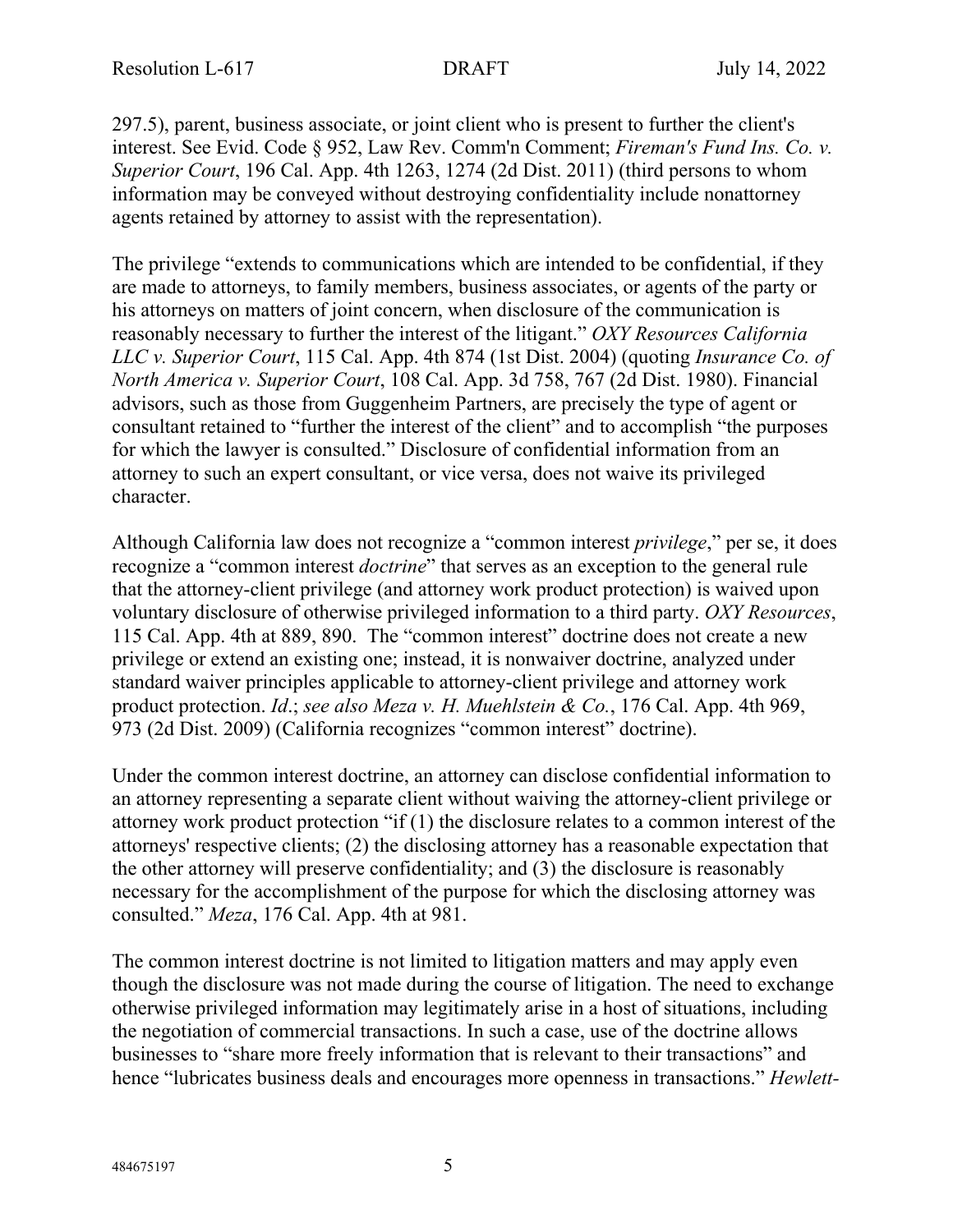297.5), parent, business associate, or joint client who is present to further the client's interest. See Evid. Code § 952, Law Rev. Comm'n Comment; *Fireman's Fund Ins. Co. v. Superior Court*, 196 Cal. App. 4th 1263, 1274 (2d Dist. 2011) (third persons to whom information may be conveyed without destroying confidentiality include nonattorney agents retained by attorney to assist with the representation).

The privilege "extends to communications which are intended to be confidential, if they are made to attorneys, to family members, business associates, or agents of the party or his attorneys on matters of joint concern, when disclosure of the communication is reasonably necessary to further the interest of the litigant." *OXY Resources California LLC v. Superior Court*, 115 Cal. App. 4th 874 (1st Dist. 2004) (quoting *Insurance Co. of North America v. Superior Court*, 108 Cal. App. 3d 758, 767 (2d Dist. 1980). Financial advisors, such as those from Guggenheim Partners, are precisely the type of agent or consultant retained to "further the interest of the client" and to accomplish "the purposes for which the lawyer is consulted." Disclosure of confidential information from an attorney to such an expert consultant, or vice versa, does not waive its privileged character.

Although California law does not recognize a "common interest *privilege*," per se, it does recognize a "common interest *doctrine*" that serves as an exception to the general rule that the attorney-client privilege (and attorney work product protection) is waived upon voluntary disclosure of otherwise privileged information to a third party. *OXY Resources*, 115 Cal. App. 4th at 889, 890. The "common interest" doctrine does not create a new privilege or extend an existing one; instead, it is nonwaiver doctrine, analyzed under standard waiver principles applicable to attorney-client privilege and attorney work product protection. *Id*.; *see also Meza v. H. Muehlstein & Co.*, 176 Cal. App. 4th 969, 973 (2d Dist. 2009) (California recognizes "common interest" doctrine).

Under the common interest doctrine, an attorney can disclose confidential information to an attorney representing a separate client without waiving the attorney-client privilege or attorney work product protection "if (1) the disclosure relates to a common interest of the attorneys' respective clients; (2) the disclosing attorney has a reasonable expectation that the other attorney will preserve confidentiality; and (3) the disclosure is reasonably necessary for the accomplishment of the purpose for which the disclosing attorney was consulted." *Meza*, 176 Cal. App. 4th at 981.

The common interest doctrine is not limited to litigation matters and may apply even though the disclosure was not made during the course of litigation. The need to exchange otherwise privileged information may legitimately arise in a host of situations, including the negotiation of commercial transactions. In such a case, use of the doctrine allows businesses to "share more freely information that is relevant to their transactions" and hence "lubricates business deals and encourages more openness in transactions." *Hewlett-*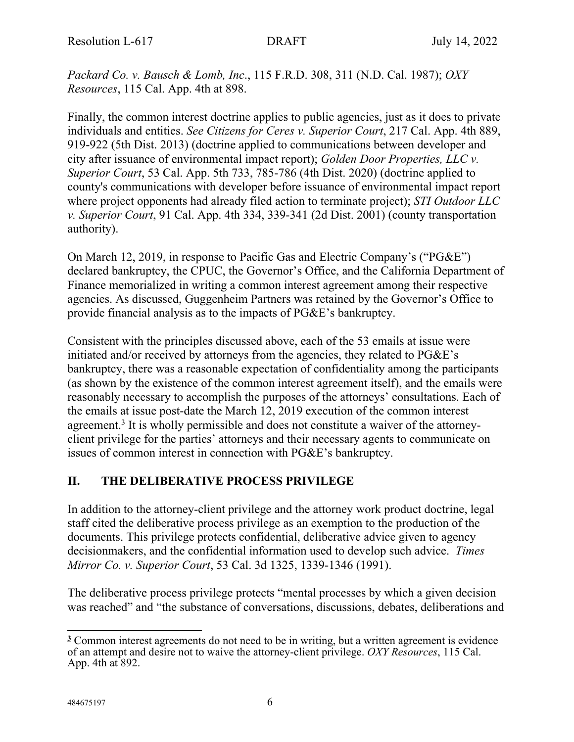*Packard Co. v. Bausch & Lomb, Inc*., 115 F.R.D. 308, 311 (N.D. Cal. 1987); *OXY Resources*, 115 Cal. App. 4th at 898.

Finally, the common interest doctrine applies to public agencies, just as it does to private individuals and entities. *See Citizens for Ceres v. Superior Court*, 217 Cal. App. 4th 889, 919-922 (5th Dist. 2013) (doctrine applied to communications between developer and city after issuance of environmental impact report); *Golden Door Properties, LLC v. Superior Court*, 53 Cal. App. 5th 733, 785-786 (4th Dist. 2020) (doctrine applied to county's communications with developer before issuance of environmental impact report where project opponents had already filed action to terminate project); *STI Outdoor LLC v. Superior Court*, 91 Cal. App. 4th 334, 339-341 (2d Dist. 2001) (county transportation authority).

On March 12, 2019, in response to Pacific Gas and Electric Company's ("PG&E") declared bankruptcy, the CPUC, the Governor's Office, and the California Department of Finance memorialized in writing a common interest agreement among their respective agencies. As discussed, Guggenheim Partners was retained by the Governor's Office to provide financial analysis as to the impacts of PG&E's bankruptcy.

Consistent with the principles discussed above, each of the 53 emails at issue were initiated and/or received by attorneys from the agencies, they related to PG&E's bankruptcy, there was a reasonable expectation of confidentiality among the participants (as shown by the existence of the common interest agreement itself), and the emails were reasonably necessary to accomplish the purposes of the attorneys' consultations. Each of the emails at issue post-date the March 12, 2019 execution of the common interest agreement.[3] It is wholly permissible and does not constitute a waiver of the attorney-client privilege for the parties' attorneys and their necessary agents to communicate on issues of common interest in connection with PG&E's bankruptcy.

## II. THE DELIBERATIVE PROCESS PRIVILEGE

In addition to the attorney-client privilege and the attorney work product doctrine, legal staff cited the deliberative process privilege as an exemption to the production of the documents. This privilege protects confidential, deliberative advice given to agency decisionmakers, and the confidential information used to develop such advice. *Times Mirror Co. v. Superior Court*, 53 Cal. 3d 1325, 1339-1346 (1991).

The deliberative process privilege protects "mental processes by which a given decision was reached" and "the substance of conversations, discussions, debates, deliberations and

[3] Common interest agreements do not need to be in writing, but a written agreement is evidence of an attempt and desire not to waive the attorney-client privilege. *OXY Resources*, 115 Cal. App. 4th at 892.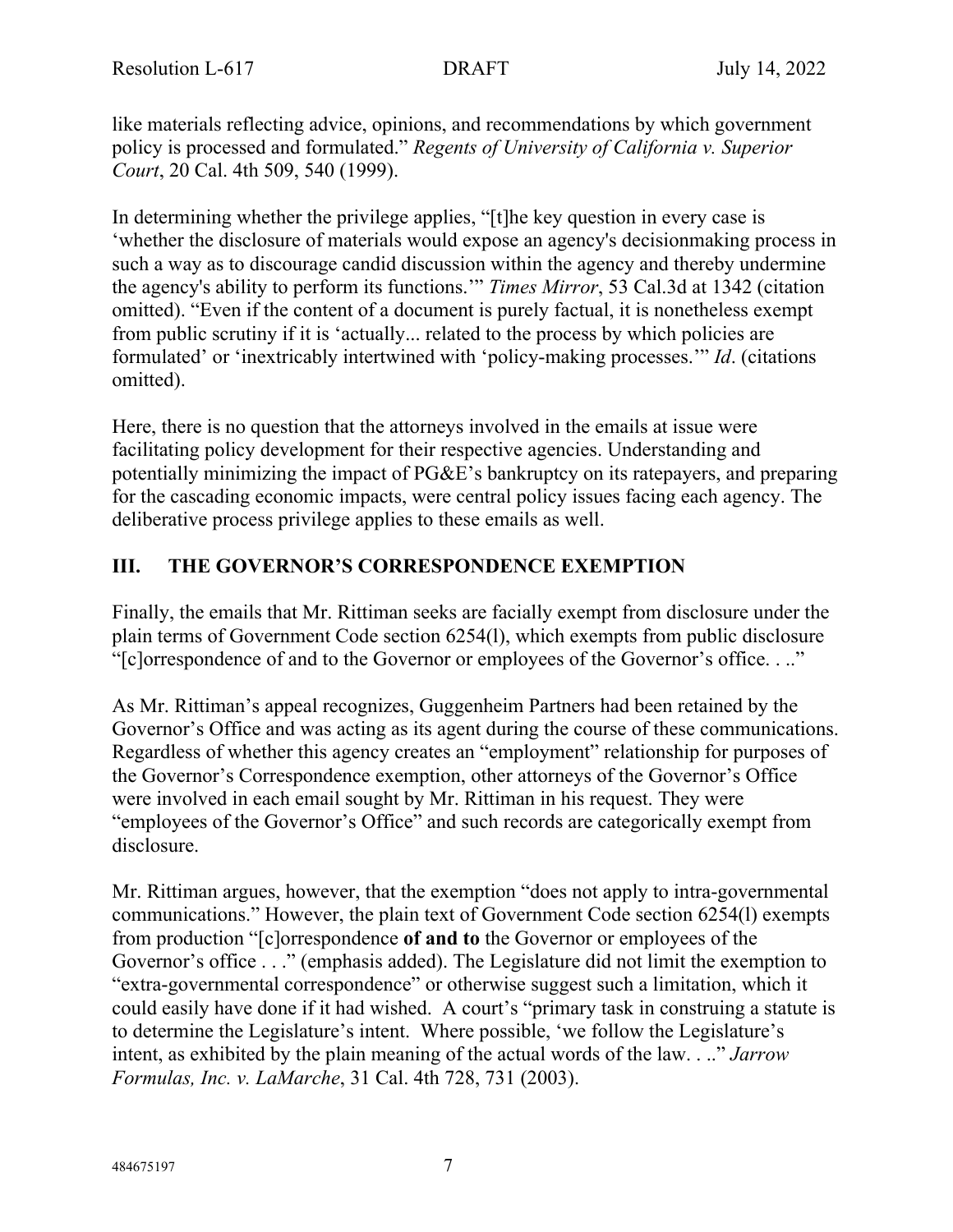like materials reflecting advice, opinions, and recommendations by which government policy is processed and formulated." *Regents of University of California v. Superior Court*, 20 Cal. 4th 509, 540 (1999).

In determining whether the privilege applies, "[t]he key question in every case is 'whether the disclosure of materials would expose an agency's decisionmaking process in such a way as to discourage candid discussion within the agency and thereby undermine the agency's ability to perform its functions.'" *Times Mirror*, 53 Cal.3d at 1342 (citation omitted). "Even if the content of a document is purely factual, it is nonetheless exempt from public scrutiny if it is 'actually... related to the process by which policies are formulated' or 'inextricably intertwined with 'policy-making processes.'" *Id*. (citations omitted).

Here, there is no question that the attorneys involved in the emails at issue were facilitating policy development for their respective agencies. Understanding and potentially minimizing the impact of PG&E's bankruptcy on its ratepayers, and preparing for the cascading economic impacts, were central policy issues facing each agency. The deliberative process privilege applies to these emails as well.

## III. THE GOVERNOR'S CORRESPONDENCE EXEMPTION

Finally, the emails that Mr. Rittiman seeks are facially exempt from disclosure under the plain terms of Government Code section 6254(l), which exempts from public disclosure "[c]orrespondence of and to the Governor or employees of the Governor's office. . .."

As Mr. Rittiman's appeal recognizes, Guggenheim Partners had been retained by the Governor's Office and was acting as its agent during the course of these communications. Regardless of whether this agency creates an "employment" relationship for purposes of the Governor's Correspondence exemption, other attorneys of the Governor's Office were involved in each email sought by Mr. Rittiman in his request. They were "employees of the Governor's Office" and such records are categorically exempt from disclosure.

Mr. Rittiman argues, however, that the exemption "does not apply to intra-governmental communications." However, the plain text of Government Code section 6254(l) exempts from production "[c]orrespondence **of and to** the Governor or employees of the Governor's office . . ." (emphasis added). The Legislature did not limit the exemption to "extra-governmental correspondence" or otherwise suggest such a limitation, which it could easily have done if it had wished. A court's "primary task in construing a statute is to determine the Legislature's intent. Where possible, 'we follow the Legislature's intent, as exhibited by the plain meaning of the actual words of the law. . .." *Jarrow Formulas, Inc. v. LaMarche*, 31 Cal. 4th 728, 731 (2003).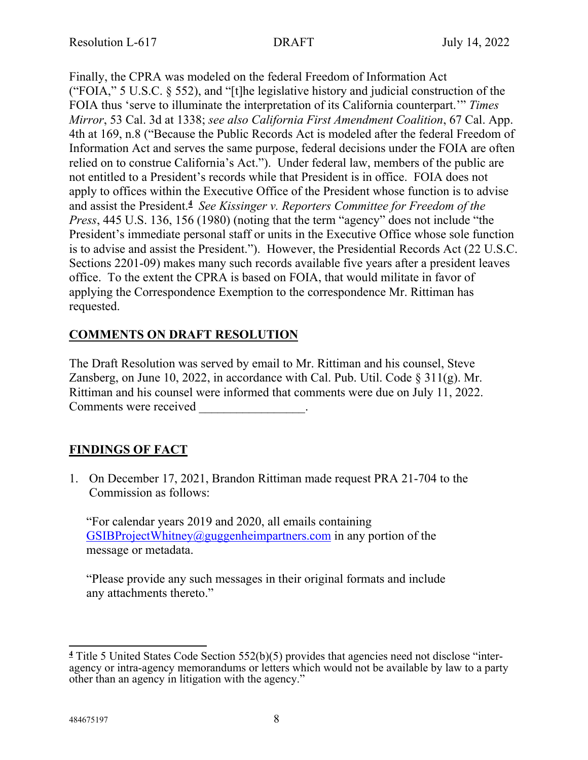Finally, the CPRA was modeled on the federal Freedom of Information Act ("FOIA," 5 U.S.C. § 552), and "[t]he legislative history and judicial construction of the FOIA thus 'serve to illuminate the interpretation of its California counterpart.'" *Times Mirror*, 53 Cal. 3d at 1338; *see also California First Amendment Coalition*, 67 Cal. App. 4th at 169, n.8 ("Because the Public Records Act is modeled after the federal Freedom of Information Act and serves the same purpose, federal decisions under the FOIA are often relied on to construe California's Act."). Under federal law, members of the public are not entitled to a President's records while that President is in office. FOIA does not apply to offices within the Executive Office of the President whose function is to advise and assist the President.[4] *See Kissinger v. Reporters Committee for Freedom of the Press*, 445 U.S. 136, 156 (1980) (noting that the term "agency" does not include "the President's immediate personal staff or units in the Executive Office whose sole function is to advise and assist the President."). However, the Presidential Records Act (22 U.S.C. Sections 2201-09) makes many such records available five years after a president leaves office. To the extent the CPRA is based on FOIA, that would militate in favor of applying the Correspondence Exemption to the correspondence Mr. Rittiman has requested.

## COMMENTS ON DRAFT RESOLUTION

The Draft Resolution was served by email to Mr. Rittiman and his counsel, Steve Zansberg, on June 10, 2022, in accordance with Cal. Pub. Util. Code § 311(g). Mr. Rittiman and his counsel were informed that comments were due on July 11, 2022. Comments were received ________________.

## FINDINGS OF FACT

1. On December 17, 2021, Brandon Rittiman made request PRA 21-704 to the Commission as follows:

   "For calendar years 2019 and 2020, all emails containing GSIBProjectWhitney@guggenheimpartners.com in any portion of the message or metadata.

   "Please provide any such messages in their original formats and include any attachments thereto."

[4] Title 5 United States Code Section 552(b)(5) provides that agencies need not disclose "inter-agency or intra-agency memorandums or letters which would not be available by law to a party other than an agency in litigation with the agency."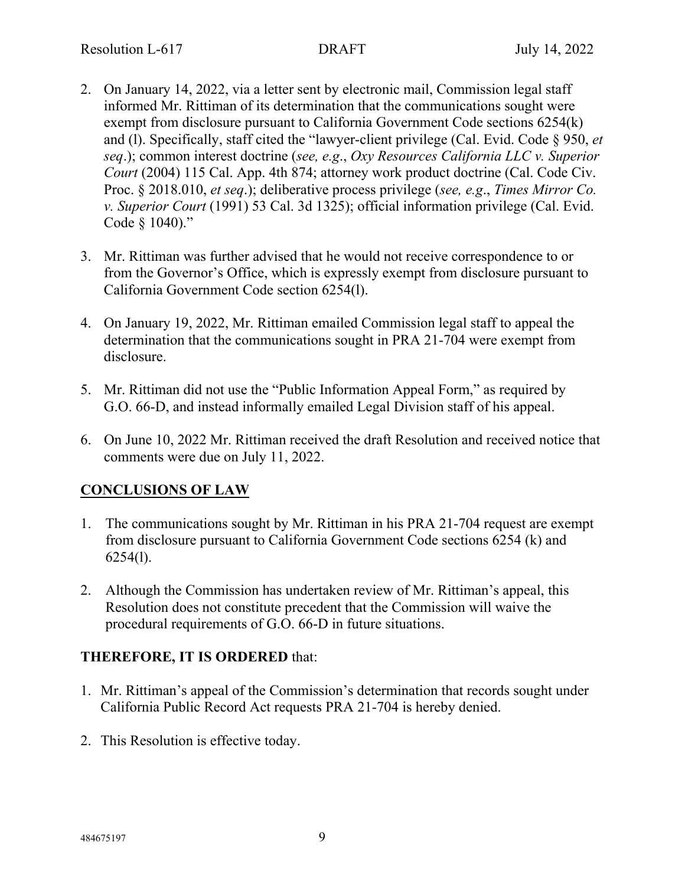2. On January 14, 2022, via a letter sent by electronic mail, Commission legal staff informed Mr. Rittiman of its determination that the communications sought were exempt from disclosure pursuant to California Government Code sections 6254(k) and (l). Specifically, staff cited the "lawyer-client privilege (Cal. Evid. Code § 950, *et seq*.); common interest doctrine (*see, e.g*., *Oxy Resources California LLC v. Superior Court* (2004) 115 Cal. App. 4th 874; attorney work product doctrine (Cal. Code Civ. Proc. § 2018.010, *et seq*.); deliberative process privilege (*see, e.g*., *Times Mirror Co. v. Superior Court* (1991) 53 Cal. 3d 1325); official information privilege (Cal. Evid. Code § 1040)."

3. Mr. Rittiman was further advised that he would not receive correspondence to or from the Governor's Office, which is expressly exempt from disclosure pursuant to California Government Code section 6254(l).

4. On January 19, 2022, Mr. Rittiman emailed Commission legal staff to appeal the determination that the communications sought in PRA 21-704 were exempt from disclosure.

5. Mr. Rittiman did not use the "Public Information Appeal Form," as required by G.O. 66-D, and instead informally emailed Legal Division staff of his appeal.

6. On June 10, 2022 Mr. Rittiman received the draft Resolution and received notice that comments were due on July 11, 2022.

## CONCLUSIONS OF LAW

1. The communications sought by Mr. Rittiman in his PRA 21-704 request are exempt from disclosure pursuant to California Government Code sections 6254 (k) and 6254(l).

2. Although the Commission has undertaken review of Mr. Rittiman's appeal, this Resolution does not constitute precedent that the Commission will waive the procedural requirements of G.O. 66-D in future situations.

**THEREFORE, IT IS ORDERED** that:

1. Mr. Rittiman's appeal of the Commission's determination that records sought under California Public Record Act requests PRA 21-704 is hereby denied.

2. This Resolution is effective today.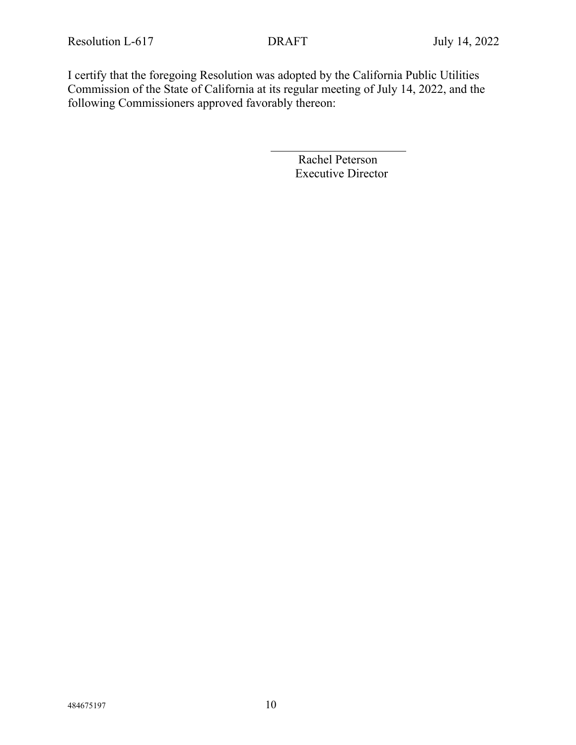I certify that the foregoing Resolution was adopted by the California Public Utilities Commission of the State of California at its regular meeting of July 14, 2022, and the following Commissioners approved favorably thereon:

\_\_\_\_\_\_\_\_\_\_\_\_\_\_\_\_\_\_\_\_\_\_\_\_

Rachel Peterson
Executive Director